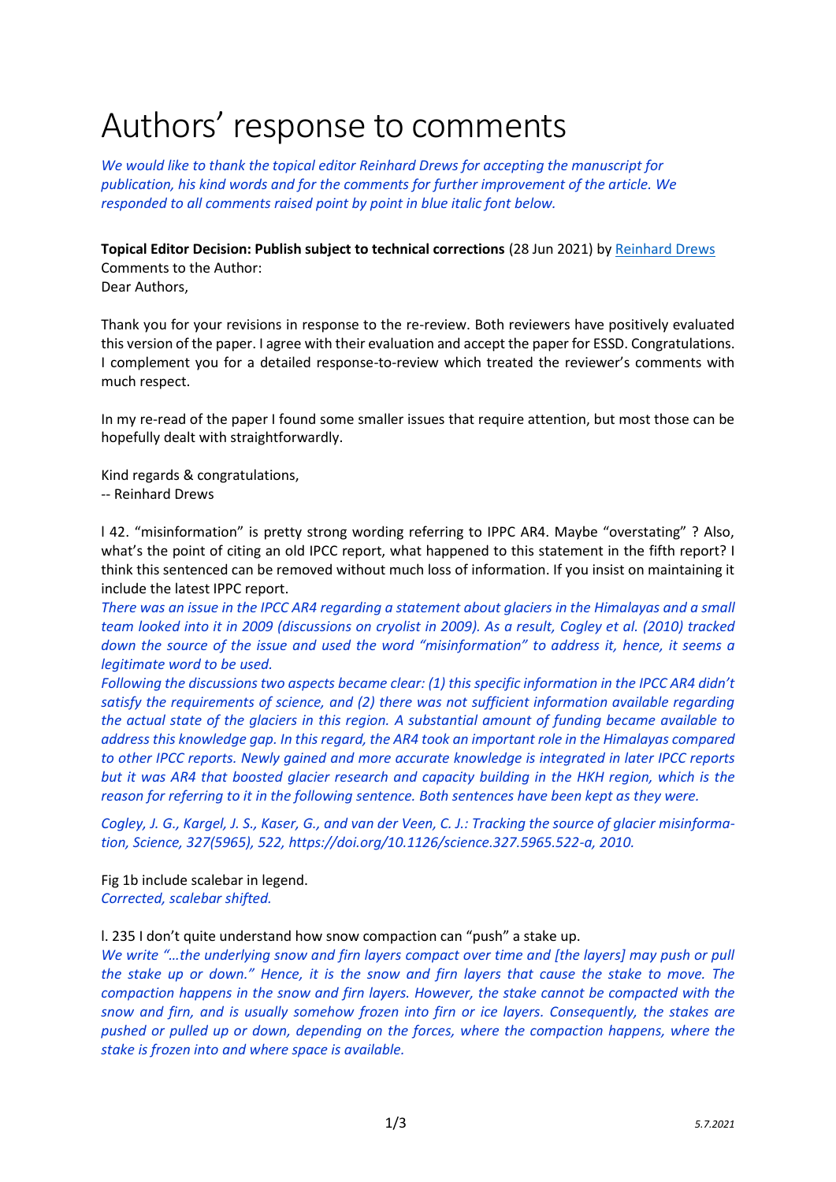# Authors' response to comments

*We would like to thank the topical editor Reinhard Drews for accepting the manuscript for publication, his kind words and for the comments for further improvement of the article. We responded to all comments raised point by point in blue italic font below.*

**Topical Editor Decision: Publish subject to technical corrections** (28 Jun 2021) by Reinhard Drews
Comments to the Author:
Dear Authors,

Thank you for your revisions in response to the re-review. Both reviewers have positively evaluated this version of the paper. I agree with their evaluation and accept the paper for ESSD. Congratulations. I complement you for a detailed response-to-review which treated the reviewer's comments with much respect.

In my re-read of the paper I found some smaller issues that require attention, but most those can be hopefully dealt with straightforwardly.

Kind regards & congratulations,
-- Reinhard Drews

l 42. "misinformation" is pretty strong wording referring to IPPC AR4. Maybe "overstating" ? Also, what's the point of citing an old IPCC report, what happened to this statement in the fifth report? I think this sentenced can be removed without much loss of information. If you insist on maintaining it include the latest IPPC report.
*There was an issue in the IPCC AR4 regarding a statement about glaciers in the Himalayas and a small team looked into it in 2009 (discussions on cryolist in 2009). As a result, Cogley et al. (2010) tracked down the source of the issue and used the word "misinformation" to address it, hence, it seems a legitimate word to be used.*
*Following the discussions two aspects became clear: (1) this specific information in the IPCC AR4 didn't satisfy the requirements of science, and (2) there was not sufficient information available regarding the actual state of the glaciers in this region. A substantial amount of funding became available to address this knowledge gap. In this regard, the AR4 took an important role in the Himalayas compared to other IPCC reports. Newly gained and more accurate knowledge is integrated in later IPCC reports but it was AR4 that boosted glacier research and capacity building in the HKH region, which is the reason for referring to it in the following sentence. Both sentences have been kept as they were.*

*Cogley, J. G., Kargel, J. S., Kaser, G., and van der Veen, C. J.: Tracking the source of glacier misinformation, Science, 327(5965), 522, https://doi.org/10.1126/science.327.5965.522-a, 2010.*

Fig 1b include scalebar in legend.
*Corrected, scalebar shifted.*

l. 235 I don't quite understand how snow compaction can "push" a stake up.
*We write "…the underlying snow and firn layers compact over time and [the layers] may push or pull the stake up or down." Hence, it is the snow and firn layers that cause the stake to move. The compaction happens in the snow and firn layers. However, the stake cannot be compacted with the snow and firn, and is usually somehow frozen into firn or ice layers. Consequently, the stakes are pushed or pulled up or down, depending on the forces, where the compaction happens, where the stake is frozen into and where space is available.*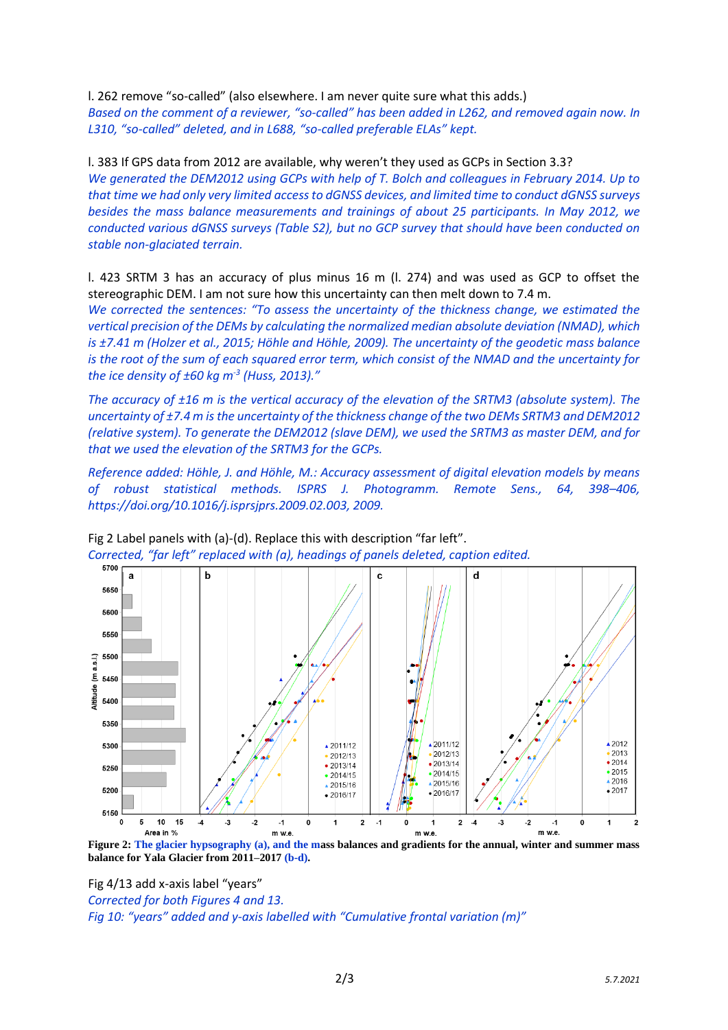l. 262 remove "so-called" (also elsewhere. I am never quite sure what this adds.)

*Based on the comment of a reviewer, "so-called" has been added in L262, and removed again now. In L310, "so-called" deleted, and in L688, "so-called preferable ELAs" kept.*

l. 383 If GPS data from 2012 are available, why weren't they used as GCPs in Section 3.3?

*We generated the DEM2012 using GCPs with help of T. Bolch and colleagues in February 2014. Up to that time we had only very limited access to dGNSS devices, and limited time to conduct dGNSS surveys besides the mass balance measurements and trainings of about 25 participants. In May 2012, we conducted various dGNSS surveys (Table S2), but no GCP survey that should have been conducted on stable non-glaciated terrain.*

l. 423 SRTM 3 has an accuracy of plus minus 16 m (l. 274) and was used as GCP to offset the stereographic DEM. I am not sure how this uncertainty can then melt down to 7.4 m.

*We corrected the sentences: "To assess the uncertainty of the thickness change, we estimated the vertical precision of the DEMs by calculating the normalized median absolute deviation (NMAD), which is ±7.41 m (Holzer et al., 2015; Höhle and Höhle, 2009). The uncertainty of the geodetic mass balance is the root of the sum of each squared error term, which consist of the NMAD and the uncertainty for the ice density of ±60 kg m*$^{-3}$ *(Huss, 2013)."*

*The accuracy of ±16 m is the vertical accuracy of the elevation of the SRTM3 (absolute system). The uncertainty of ±7.4 m is the uncertainty of the thickness change of the two DEMs SRTM3 and DEM2012 (relative system). To generate the DEM2012 (slave DEM), we used the SRTM3 as master DEM, and for that we used the elevation of the SRTM3 for the GCPs.*

*Reference added: Höhle, J. and Höhle, M.: Accuracy assessment of digital elevation models by means of robust statistical methods. ISPRS J. Photogramm. Remote Sens., 64, 398–406, https://doi.org/10.1016/j.isprsjprs.2009.02.003, 2009.*

Fig 2 Label panels with (a)-(d). Replace this with description "far left".

*Corrected, "far left" replaced with (a), headings of panels deleted, caption edited.*

**Figure 2: The glacier hypsography (a), and the mass balances and gradients for the annual, winter and summer mass balance for Yala Glacier from 2011–2017 (b-d).**

Fig 4/13 add x-axis label "years"

*Corrected for both Figures 4 and 13.*

*Fig 10: "years" added and y-axis labelled with "Cumulative frontal variation (m)"*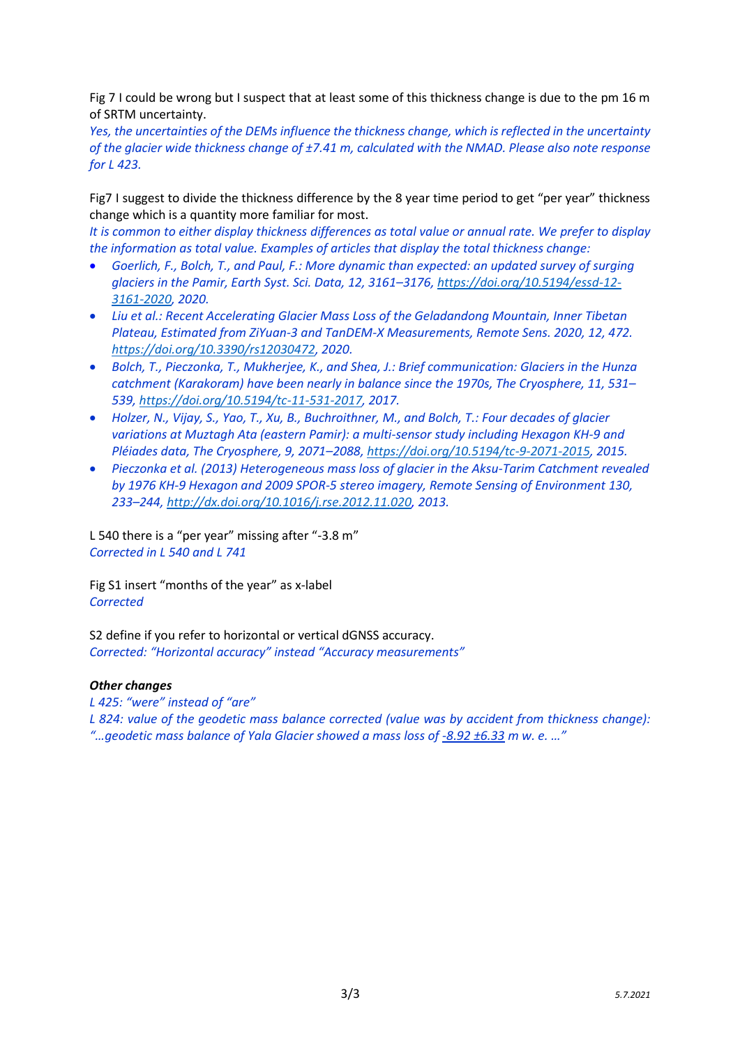Fig 7 I could be wrong but I suspect that at least some of this thickness change is due to the pm 16 m of SRTM uncertainty.

*Yes, the uncertainties of the DEMs influence the thickness change, which is reflected in the uncertainty of the glacier wide thickness change of ±7.41 m, calculated with the NMAD. Please also note response for L 423.*

Fig7 I suggest to divide the thickness difference by the 8 year time period to get "per year" thickness change which is a quantity more familiar for most.

*It is common to either display thickness differences as total value or annual rate. We prefer to display the information as total value. Examples of articles that display the total thickness change:*

- *Goerlich, F., Bolch, T., and Paul, F.: More dynamic than expected: an updated survey of surging glaciers in the Pamir, Earth Syst. Sci. Data, 12, 3161–3176, https://doi.org/10.5194/essd-12-3161-2020, 2020.*
- *Liu et al.: Recent Accelerating Glacier Mass Loss of the Geladandong Mountain, Inner Tibetan Plateau, Estimated from ZiYuan-3 and TanDEM-X Measurements, Remote Sens. 2020, 12, 472. https://doi.org/10.3390/rs12030472, 2020.*
- *Bolch, T., Pieczonka, T., Mukherjee, K., and Shea, J.: Brief communication: Glaciers in the Hunza catchment (Karakoram) have been nearly in balance since the 1970s, The Cryosphere, 11, 531–539, https://doi.org/10.5194/tc-11-531-2017, 2017.*
- *Holzer, N., Vijay, S., Yao, T., Xu, B., Buchroithner, M., and Bolch, T.: Four decades of glacier variations at Muztagh Ata (eastern Pamir): a multi-sensor study including Hexagon KH-9 and Pléiades data, The Cryosphere, 9, 2071–2088, https://doi.org/10.5194/tc-9-2071-2015, 2015.*
- *Pieczonka et al. (2013) Heterogeneous mass loss of glacier in the Aksu-Tarim Catchment revealed by 1976 KH-9 Hexagon and 2009 SPOR-5 stereo imagery, Remote Sensing of Environment 130, 233–244, http://dx.doi.org/10.1016/j.rse.2012.11.020, 2013.*

L 540 there is a "per year" missing after "-3.8 m"

*Corrected in L 540 and L 741*

Fig S1 insert "months of the year" as x-label

*Corrected*

S2 define if you refer to horizontal or vertical dGNSS accuracy.

*Corrected: "Horizontal accuracy" instead "Accuracy measurements"*

***Other changes***

*L 425: "were" instead of "are"*

*L 824: value of the geodetic mass balance corrected (value was by accident from thickness change): "…geodetic mass balance of Yala Glacier showed a mass loss of -8.92 ±6.33 m w. e. …"*